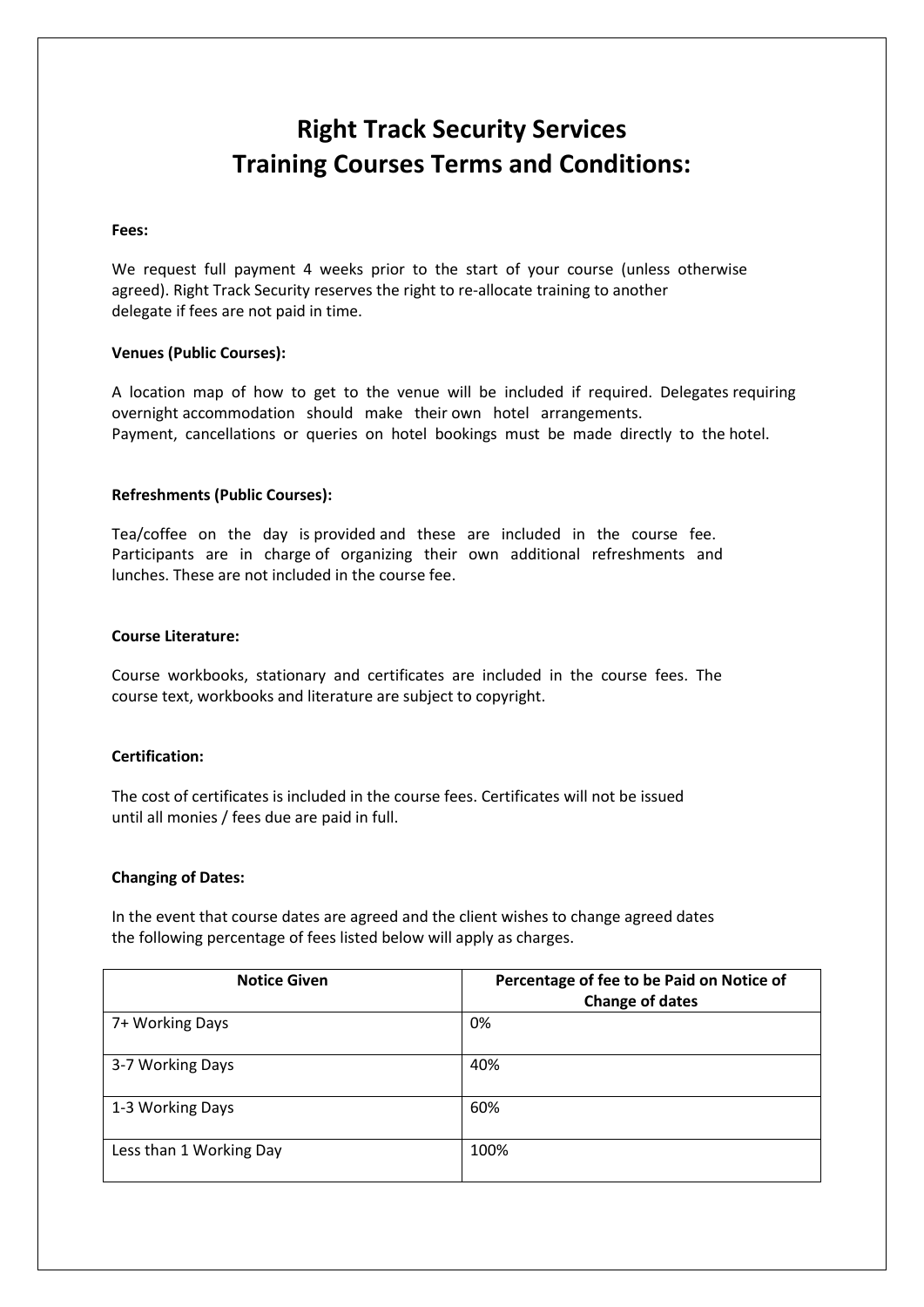# Right Track Security Services
# Training Courses Terms and Conditions:

**Fees:**

We request full payment 4 weeks prior to the start of your course (unless otherwise agreed). Right Track Security reserves the right to re-allocate training to another delegate if fees are not paid in time.

**Venues (Public Courses):**

A location map of how to get to the venue will be included if required. Delegates requiring overnight accommodation should make their own hotel arrangements.
Payment, cancellations or queries on hotel bookings must be made directly to the hotel.

**Refreshments (Public Courses):**

Tea/coffee on the day is provided and these are included in the course fee. Participants are in charge of organizing their own additional refreshments and lunches. These are not included in the course fee.

**Course Literature:**

Course workbooks, stationary and certificates are included in the course fees. The course text, workbooks and literature are subject to copyright.

**Certification:**

The cost of certificates is included in the course fees. Certificates will not be issued until all monies / fees due are paid in full.

**Changing of Dates:**

In the event that course dates are agreed and the client wishes to change agreed dates the following percentage of fees listed below will apply as charges.

| Notice Given | Percentage of fee to be Paid on Notice of Change of dates |
|---|---|
| 7+ Working Days | 0% |
| 3-7 Working Days | 40% |
| 1-3 Working Days | 60% |
| Less than 1 Working Day | 100% |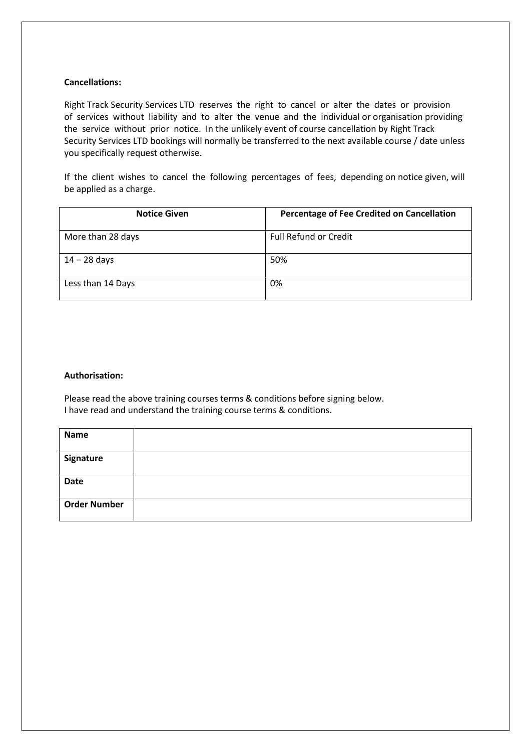**Cancellations:**

Right Track Security Services LTD reserves the right to cancel or alter the dates or provision of services without liability and to alter the venue and the individual or organisation providing the service without prior notice. In the unlikely event of course cancellation by Right Track Security Services LTD bookings will normally be transferred to the next available course / date unless you specifically request otherwise.

If the client wishes to cancel the following percentages of fees, depending on notice given, will be applied as a charge.

| Notice Given | Percentage of Fee Credited on Cancellation |
| --- | --- |
| More than 28 days | Full Refund or Credit |
| 14 – 28 days | 50% |
| Less than 14 Days | 0% |

**Authorisation:**

Please read the above training courses terms & conditions before signing below.
I have read and understand the training course terms & conditions.

| | |
| --- | --- |
| **Name** | |
| **Signature** | |
| **Date** | |
| **Order Number** | |